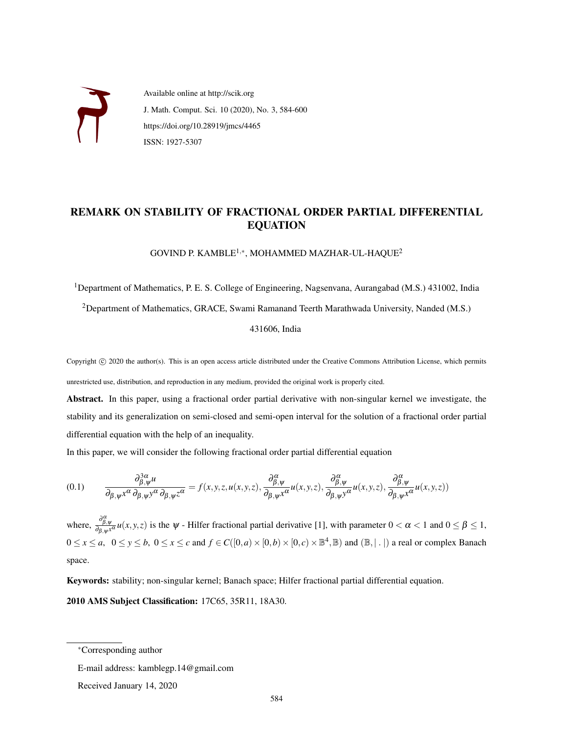Available online at http://scik.org

J. Math. Comput. Sci. 10 (2020), No. 3, 584-600

https://doi.org/10.28919/jmcs/4465

ISSN: 1927-5307

# REMARK ON STABILITY OF FRACTIONAL ORDER PARTIAL DIFFERENTIAL EQUATION

GOVIND P. KAMBLE[1,*], MOHAMMED MAZHAR-UL-HAQUE[2]

[1]Department of Mathematics, P. E. S. College of Engineering, Nagsenvana, Aurangabad (M.S.) 431002, India

[2]Department of Mathematics, GRACE, Swami Ramanand Teerth Marathwada University, Nanded (M.S.) 431606, India

Copyright © 2020 the author(s). This is an open access article distributed under the Creative Commons Attribution License, which permits unrestricted use, distribution, and reproduction in any medium, provided the original work is properly cited.

**Abstract.** In this paper, using a fractional order partial derivative with non-singular kernel we investigate, the stability and its generalization on semi-closed and semi-open interval for the solution of a fractional order partial differential equation with the help of an inequality.

In this paper, we will consider the following fractional order partial differential equation

$$\frac{\partial^{3\alpha}_{\beta,\psi}u}{\partial_{\beta,\psi}x^{\alpha}\,\partial_{\beta,\psi}y^{\alpha}\,\partial_{\beta,\psi}z^{\alpha}} = f(x,y,z,u(x,y,z),\frac{\partial^{\alpha}_{\beta,\psi}}{\partial_{\beta,\psi}x^{\alpha}}u(x,y,z),\frac{\partial^{\alpha}_{\beta,\psi}}{\partial_{\beta,\psi}y^{\alpha}}u(x,y,z),\frac{\partial^{\alpha}_{\beta,\psi}}{\partial_{\beta,\psi}x^{\alpha}}u(x,y,z)) \tag{0.1}$$

where, $\frac{\partial^{\alpha}_{\beta,\psi}}{\partial_{\beta,\psi}x^{\alpha}}u(x,y,z)$ is the $\psi$ - Hilfer fractional partial derivative [1], with parameter $0 < \alpha < 1$ and $0 \leq \beta \leq 1$, $0 \leq x \leq a,\;\; 0 \leq y \leq b,\; 0 \leq x \leq c$ and $f \in C([0,a) \times [0,b) \times [0,c) \times \mathbb{B}^4, \mathbb{B})$ and $(\mathbb{B}, |\;.\;|)$ a real or complex Banach space.

**Keywords:** stability; non-singular kernel; Banach space; Hilfer fractional partial differential equation.

**2010 AMS Subject Classification:** 17C65, 35R11, 18A30.

*Corresponding author

E-mail address: kamblegp.14@gmail.com

Received January 14, 2020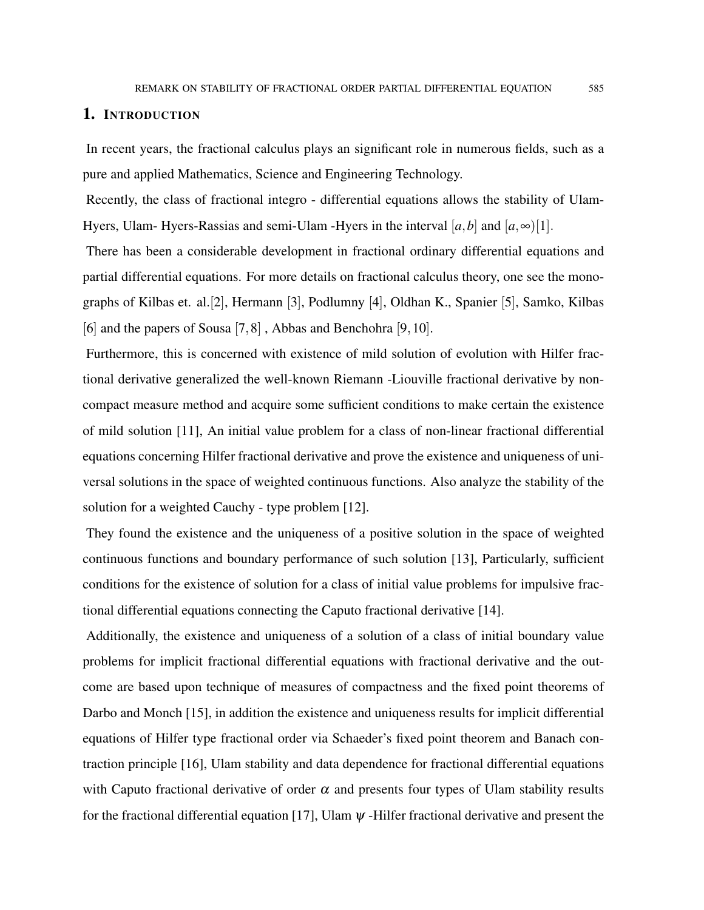## 1. Introduction

In recent years, the fractional calculus plays an significant role in numerous fields, such as a pure and applied Mathematics, Science and Engineering Technology.

Recently, the class of fractional integro - differential equations allows the stability of Ulam-Hyers, Ulam- Hyers-Rassias and semi-Ulam -Hyers in the interval $[a,b]$ and $[a,\infty)$[1].

There has been a considerable development in fractional ordinary differential equations and partial differential equations. For more details on fractional calculus theory, one see the monographs of Kilbas et. al.[2], Hermann [3], Podlumny [4], Oldhan K., Spanier [5], Samko, Kilbas [6] and the papers of Sousa [7,8] , Abbas and Benchohra [9,10].

Furthermore, this is concerned with existence of mild solution of evolution with Hilfer fractional derivative generalized the well-known Riemann -Liouville fractional derivative by non-compact measure method and acquire some sufficient conditions to make certain the existence of mild solution [11], An initial value problem for a class of non-linear fractional differential equations concerning Hilfer fractional derivative and prove the existence and uniqueness of universal solutions in the space of weighted continuous functions. Also analyze the stability of the solution for a weighted Cauchy - type problem [12].

They found the existence and the uniqueness of a positive solution in the space of weighted continuous functions and boundary performance of such solution [13], Particularly, sufficient conditions for the existence of solution for a class of initial value problems for impulsive fractional differential equations connecting the Caputo fractional derivative [14].

Additionally, the existence and uniqueness of a solution of a class of initial boundary value problems for implicit fractional differential equations with fractional derivative and the outcome are based upon technique of measures of compactness and the fixed point theorems of Darbo and Monch [15], in addition the existence and uniqueness results for implicit differential equations of Hilfer type fractional order via Schaeder's fixed point theorem and Banach contraction principle [16], Ulam stability and data dependence for fractional differential equations with Caputo fractional derivative of order $\alpha$ and presents four types of Ulam stability results for the fractional differential equation [17], Ulam $\psi$ -Hilfer fractional derivative and present the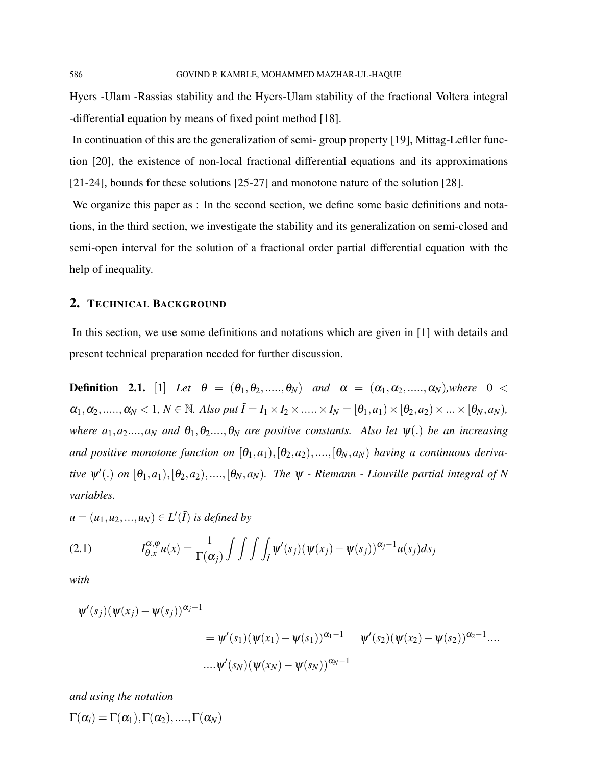Hyers -Ulam -Rassias stability and the Hyers-Ulam stability of the fractional Voltera integral -differential equation by means of fixed point method [18].

In continuation of this are the generalization of semi- group property [19], Mittag-Lefller function [20], the existence of non-local fractional differential equations and its approximations [21-24], bounds for these solutions [25-27] and monotone nature of the solution [28].

We organize this paper as : In the second section, we define some basic definitions and notations, in the third section, we investigate the stability and its generalization on semi-closed and semi-open interval for the solution of a fractional order partial differential equation with the help of inequality.

## 2. Technical Background

In this section, we use some definitions and notations which are given in [1] with details and present technical preparation needed for further discussion.

**Definition 2.1.** [1] *Let $\theta = (\theta_1, \theta_2, ....., \theta_N)$ and $\alpha = (\alpha_1, \alpha_2, ....., \alpha_N)$,where $0 < \alpha_1, \alpha_2, ....., \alpha_N < 1$, $N \in \mathbb{N}$. Also put $\tilde{I} = I_1 \times I_2 \times ..... \times I_N = [\theta_1, a_1) \times [\theta_2, a_2) \times ... \times [\theta_N, a_N)$, where $a_1, a_2 ...., a_N$ and $\theta_1, \theta_2 ...., \theta_N$ are positive constants. Also let $\psi(.)$ be an increasing and positive monotone function on $[\theta_1, a_1), [\theta_2, a_2), ...., [\theta_N, a_N)$ having a continuous derivative $\psi'(.)$ on $[\theta_1, a_1), [\theta_2, a_2), ...., [\theta_N, a_N)$. The $\psi$ - Riemann - Liouville partial integral of N variables.*

*$u = (u_1, u_2, ..., u_N) \in L'(\tilde{I})$ is defined by*

$$I_{\theta,x}^{\alpha,\varphi} u(x) = \frac{1}{\Gamma(\alpha_j)} \int\int\int\int_{\tilde{I}} \psi'(s_j)(\psi(x_j) - \psi(s_j))^{\alpha_j - 1} u(s_j) ds_j \tag{2.1}$$

*with*

$$\begin{aligned} &\psi'(s_j)(\psi(x_j) - \psi(s_j))^{\alpha_j - 1} \\ &\qquad = \psi'(s_1)(\psi(x_1) - \psi(s_1))^{\alpha_1 - 1} \quad \psi'(s_2)(\psi(x_2) - \psi(s_2))^{\alpha_2 - 1} .... \\ &\qquad ....\psi'(s_N)(\psi(x_N) - \psi(s_N))^{\alpha_N - 1} \end{aligned}$$

*and using the notation*

$\Gamma(\alpha_i) = \Gamma(\alpha_1), \Gamma(\alpha_2), ...., \Gamma(\alpha_N)$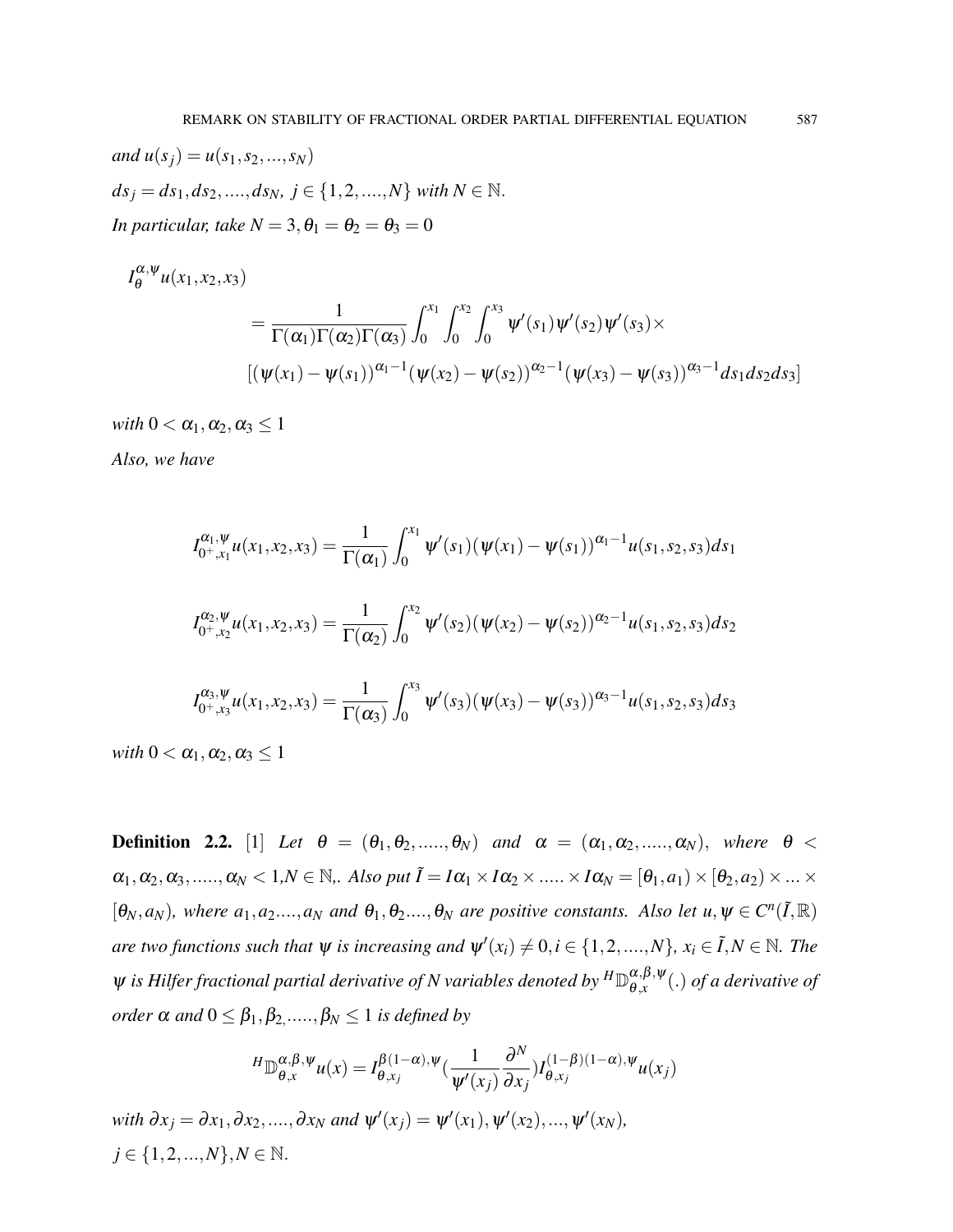*and* $u(s_j) = u(s_1, s_2, ..., s_N)$

$ds_j = ds_1, ds_2, ...., ds_N,\ j \in \{1, 2, ...., N\}$ *with* $N \in \mathbb{N}$.

*In particular, take* $N = 3, \theta_1 = \theta_2 = \theta_3 = 0$

$$
\begin{aligned}
I_{\theta}^{\alpha,\psi} & u(x_1, x_2, x_3) \\
&= \frac{1}{\Gamma(\alpha_1)\Gamma(\alpha_2)\Gamma(\alpha_3)} \int_0^{x_1} \int_0^{x_2} \int_0^{x_3} \psi'(s_1)\psi'(s_2)\psi'(s_3) \times \\
&\quad [(\psi(x_1) - \psi(s_1))^{\alpha_1 - 1} (\psi(x_2) - \psi(s_2))^{\alpha_2 - 1} (\psi(x_3) - \psi(s_3))^{\alpha_3 - 1} ds_1 ds_2 ds_3]
\end{aligned}
$$

*with* $0 < \alpha_1, \alpha_2, \alpha_3 \leq 1$

*Also, we have*

$$
I_{0^+,x_1}^{\alpha_1,\psi} u(x_1, x_2, x_3) = \frac{1}{\Gamma(\alpha_1)} \int_0^{x_1} \psi'(s_1)(\psi(x_1) - \psi(s_1))^{\alpha_1 - 1} u(s_1, s_2, s_3) ds_1
$$

$$
I_{0^+,x_2}^{\alpha_2,\psi} u(x_1, x_2, x_3) = \frac{1}{\Gamma(\alpha_2)} \int_0^{x_2} \psi'(s_2)(\psi(x_2) - \psi(s_2))^{\alpha_2 - 1} u(s_1, s_2, s_3) ds_2
$$

$$
I_{0^+,x_3}^{\alpha_3,\psi} u(x_1, x_2, x_3) = \frac{1}{\Gamma(\alpha_3)} \int_0^{x_3} \psi'(s_3)(\psi(x_3) - \psi(s_3))^{\alpha_3 - 1} u(s_1, s_2, s_3) ds_3
$$

*with* $0 < \alpha_1, \alpha_2, \alpha_3 \leq 1$

**Definition 2.2.** [1] *Let* $\theta = (\theta_1, \theta_2, ....., \theta_N)$ *and* $\alpha = (\alpha_1, \alpha_2, ....., \alpha_N)$, *where* $\theta < \alpha_1, \alpha_2, \alpha_3, ....., \alpha_N < 1, N \in \mathbb{N}$,. *Also put* $\tilde{I} = I\alpha_1 \times I\alpha_2 \times ..... \times I\alpha_N = [\theta_1, a_1) \times [\theta_2, a_2) \times ... \times [\theta_N, a_N)$, *where* $a_1, a_2...., a_N$ *and* $\theta_1, \theta_2...., \theta_N$ *are positive constants. Also let* $u, \psi \in C^n(\tilde{I}, \mathbb{R})$ *are two functions such that* $\psi$ *is increasing and* $\psi'(x_i) \neq 0, i \in \{1, 2, ...., N\}$, $x_i \in \tilde{I}, N \in \mathbb{N}$. *The* $\psi$ *is Hilfer fractional partial derivative of N variables denoted by* ${}^{H}\mathbb{D}_{\theta,x}^{\alpha,\beta,\psi}(.)$ *of a derivative of order* $\alpha$ *and* $0 \leq \beta_1, \beta_2, ....., \beta_N \leq 1$ *is defined by*

$$
{}^{H}\mathbb{D}_{\theta,x}^{\alpha,\beta,\psi} u(x) = I_{\theta,x_j}^{\beta(1-\alpha),\psi} \left(\frac{1}{\psi'(x_j)} \frac{\partial^N}{\partial x_j}\right) I_{\theta,x_j}^{(1-\beta)(1-\alpha),\psi} u(x_j)
$$

*with* $\partial x_j = \partial x_1, \partial x_2, ...., \partial x_N$ *and* $\psi'(x_j) = \psi'(x_1), \psi'(x_2), ..., \psi'(x_N)$,
$j \in \{1, 2, ..., N\}, N \in \mathbb{N}$.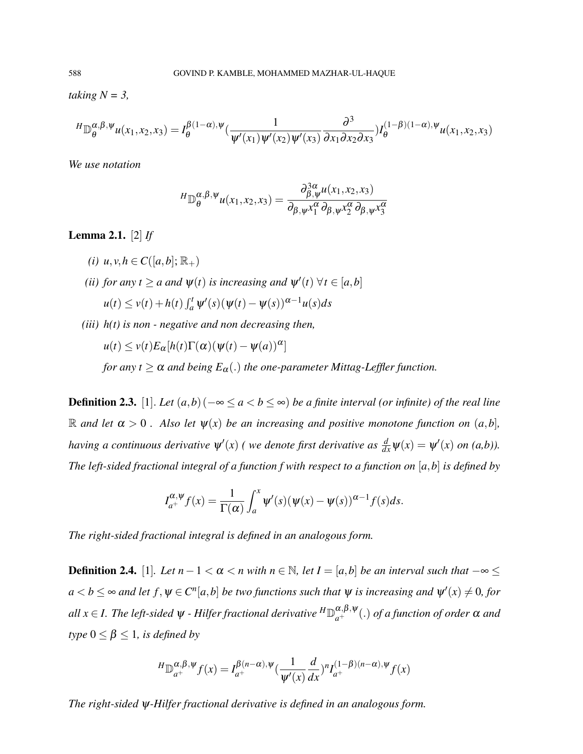*taking N = 3,*

$$
{}^{H}\mathbb{D}_{\theta}^{\alpha,\beta,\psi}u(x_1,x_2,x_3) = I_{\theta}^{\beta(1-\alpha),\psi}\left(\frac{1}{\psi'(x_1)\psi'(x_2)\psi'(x_3)}\frac{\partial^3}{\partial x_1 \partial x_2 \partial x_3}\right)I_{\theta}^{(1-\beta)(1-\alpha),\psi}u(x_1,x_2,x_3)
$$

*We use notation*

$$
{}^{H}\mathbb{D}_{\theta}^{\alpha,\beta,\psi}u(x_1,x_2,x_3) = \frac{\partial_{\beta,\psi}^{3\alpha}u(x_1,x_2,x_3)}{\partial_{\beta,\psi}x_1^{\alpha}\,\partial_{\beta,\psi}x_2^{\alpha}\,\partial_{\beta,\psi}x_3^{\alpha}}
$$

**Lemma 2.1.** [2] *If*

*(i)* $u,v,h \in C([a,b];\mathbb{R}_+)$

*(ii) for any* $t \geq a$ *and* $\psi(t)$ *is increasing and* $\psi'(t)\ \forall t \in [a,b]$

$u(t) \leq v(t) + h(t)\int_a^t \psi'(s)(\psi(t)-\psi(s))^{\alpha-1}u(s)ds$

*(iii) h(t) is non - negative and non decreasing then,*

$u(t) \leq v(t)E_{\alpha}[h(t)\Gamma(\alpha)(\psi(t)-\psi(a))^{\alpha}]$

*for any* $t \geq \alpha$ *and being* $E_{\alpha}(.)$ *the one-parameter Mittag-Leffler function.*

**Definition 2.3.** [1]. *Let* $(a,b)\,(-\infty \leq a < b \leq \infty)$ *be a finite interval (or infinite) of the real line* $\mathbb{R}$ *and let* $\alpha > 0$ *. Also let* $\psi(x)$ *be an increasing and positive monotone function on* $(a,b]$*, having a continuous derivative* $\psi'(x)$ *( we denote first derivative as* $\frac{d}{dx}\psi(x) = \psi'(x)$ *on (a,b)). The left-sided fractional integral of a function f with respect to a function on* $[a,b]$ *is defined by*

$$
I_{a^+}^{\alpha,\psi}f(x) = \frac{1}{\Gamma(\alpha)}\int_a^x \psi'(s)(\psi(x)-\psi(s))^{\alpha-1}f(s)ds.
$$

*The right-sided fractional integral is defined in an analogous form.*

**Definition 2.4.** [1]. *Let* $n-1 < \alpha < n$ *with* $n \in \mathbb{N}$*, let* $I = [a,b]$ *be an interval such that* $-\infty \leq a < b \leq \infty$ *and let* $f,\psi \in C^n[a,b]$ *be two functions such that* $\psi$ *is increasing and* $\psi'(x) \neq 0$*, for all* $x \in I$*. The left-sided* $\psi$ *- Hilfer fractional derivative* ${}^{H}\mathbb{D}_{a^+}^{\alpha,\beta,\psi}(.)$ *of a function of order* $\alpha$ *and type* $0 \leq \beta \leq 1$*, is defined by*

$$
{}^{H}\mathbb{D}_{a^+}^{\alpha,\beta,\psi}f(x) = I_{a^+}^{\beta(n-\alpha),\psi}\left(\frac{1}{\psi'(x)}\frac{d}{dx}\right)^n I_{a^+}^{(1-\beta)(n-\alpha),\psi}f(x)
$$

*The right-sided* $\psi$*-Hilfer fractional derivative is defined in an analogous form.*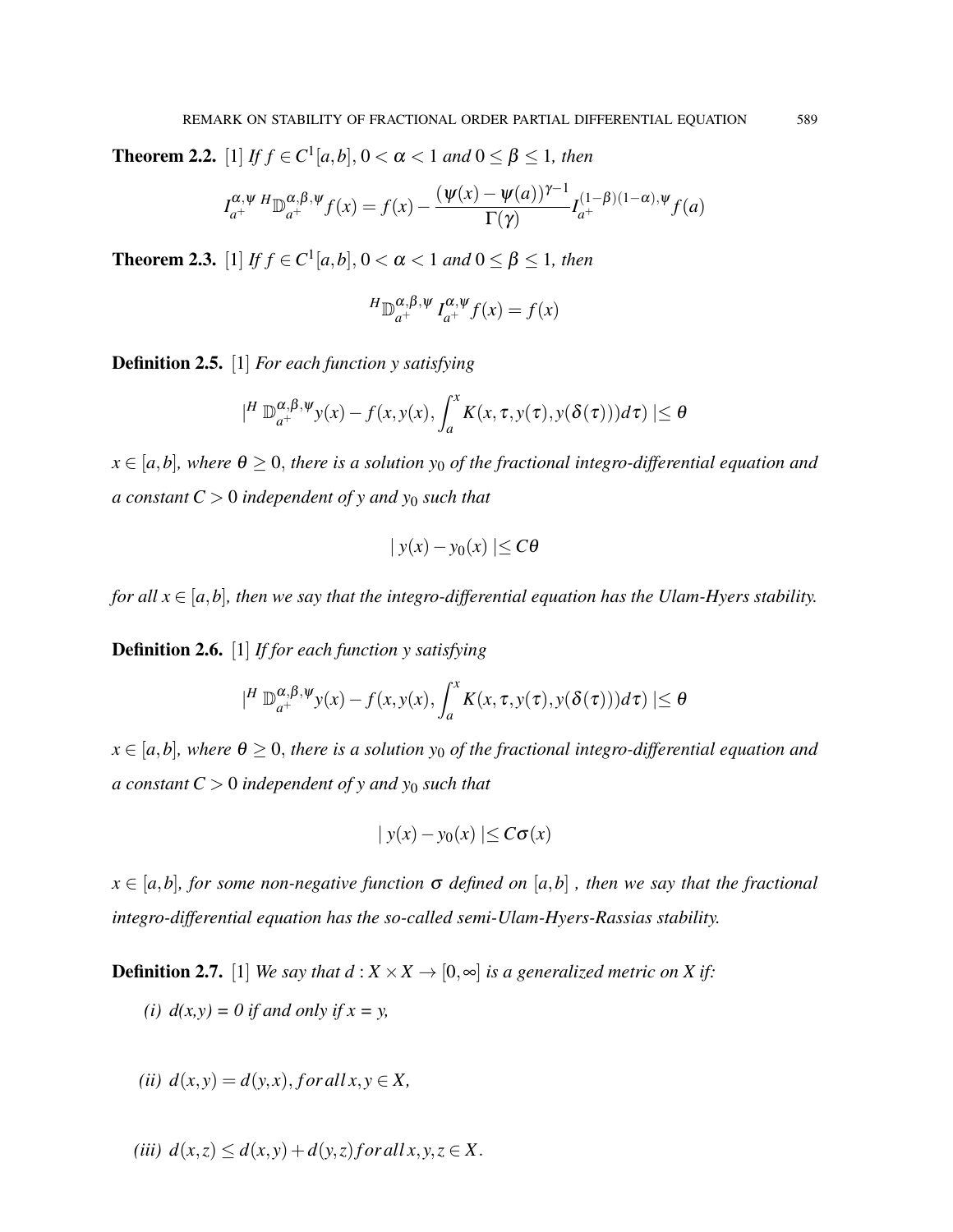**Theorem 2.2.** [1] *If $f \in C^1[a,b]$, $0 < \alpha < 1$ and $0 \leq \beta \leq 1$, then*

$$I_{a^+}^{\alpha,\psi}\,{}^H\mathbb{D}_{a^+}^{\alpha,\beta,\psi} f(x) = f(x) - \frac{(\psi(x)-\psi(a))^{\gamma-1}}{\Gamma(\gamma)} I_{a^+}^{(1-\beta)(1-\alpha),\psi} f(a)$$

**Theorem 2.3.** [1] *If $f \in C^1[a,b]$, $0 < \alpha < 1$ and $0 \leq \beta \leq 1$, then*

$${}^H\mathbb{D}_{a^+}^{\alpha,\beta,\psi}\, I_{a^+}^{\alpha,\psi} f(x) = f(x)$$

**Definition 2.5.** [1] *For each function $y$ satisfying*

$$|^H\, \mathbb{D}_{a^+}^{\alpha,\beta,\psi} y(x) - f(x, y(x), \int_a^x K(x,\tau,y(\tau), y(\delta(\tau)))d\tau) | \leq \theta$$

*$x \in [a,b]$, where $\theta \geq 0$, there is a solution $y_0$ of the fractional integro-differential equation and a constant $C > 0$ independent of $y$ and $y_0$ such that*

$$| y(x) - y_0(x) | \leq C\theta$$

*for all $x \in [a,b]$, then we say that the integro-differential equation has the Ulam-Hyers stability.*

**Definition 2.6.** [1] *If for each function $y$ satisfying*

$$|^H\, \mathbb{D}_{a^+}^{\alpha,\beta,\psi} y(x) - f(x, y(x), \int_a^x K(x,\tau,y(\tau), y(\delta(\tau)))d\tau) | \leq \theta$$

*$x \in [a,b]$, where $\theta \geq 0$, there is a solution $y_0$ of the fractional integro-differential equation and a constant $C > 0$ independent of $y$ and $y_0$ such that*

$$| y(x) - y_0(x) | \leq C\sigma(x)$$

*$x \in [a,b]$, for some non-negative function $\sigma$ defined on $[a,b]$ , then we say that the fractional integro-differential equation has the so-called semi-Ulam-Hyers-Rassias stability.*

**Definition 2.7.** [1] *We say that $d : X \times X \to [0,\infty]$ is a generalized metric on $X$ if:*

*(i) $d(x,y) = 0$ if and only if $x = y$,*

*(ii) $d(x,y) = d(y,x), for all\, x,y \in X$,*

*(iii) $d(x,z) \leq d(x,y) + d(y,z) for all\, x,y,z \in X$.*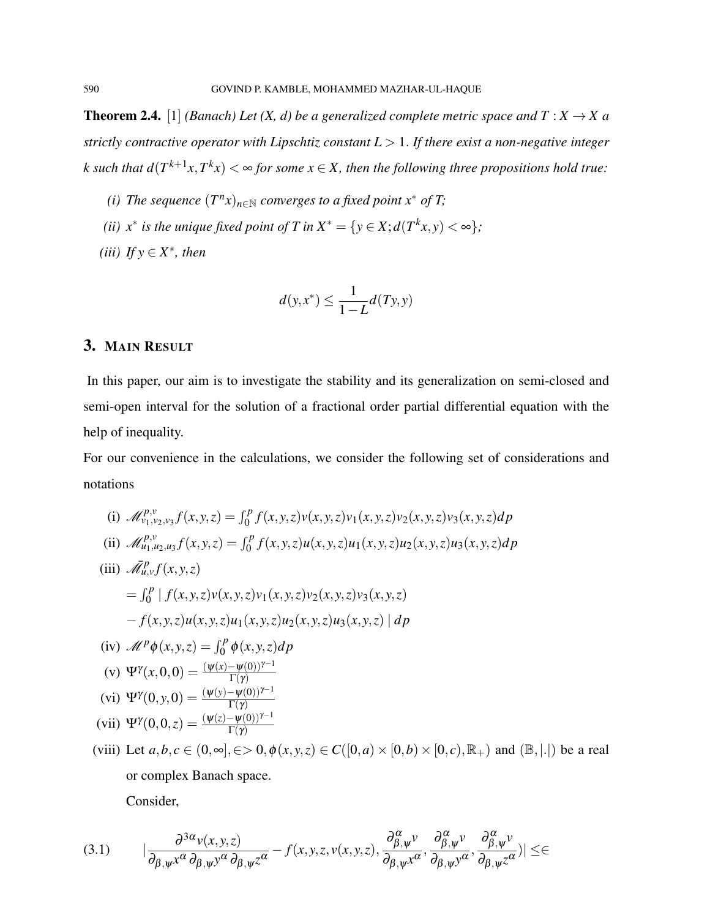**Theorem 2.4.** [1] *(Banach) Let (X, d) be a generalized complete metric space and $T : X \to X$ a strictly contractive operator with Lipschtiz constant $L > 1$. If there exist a non-negative integer $k$ such that $d(T^{k+1}x, T^k x) < \infty$ for some $x \in X$, then the following three propositions hold true:*

*(i) The sequence $(T^n x)_{n\in\mathbb{N}}$ converges to a fixed point $x^*$ of T;*

*(ii) $x^*$ is the unique fixed point of T in $X^* = \{y \in X; d(T^k x, y) < \infty\}$;*

*(iii) If $y \in X^*$, then*

$$d(y, x^*) \leq \frac{1}{1-L} d(Ty, y)$$

## 3. Main Result

In this paper, our aim is to investigate the stability and its generalization on semi-closed and semi-open interval for the solution of a fractional order partial differential equation with the help of inequality.

For our convenience in the calculations, we consider the following set of considerations and notations

(i) $\mathscr{M}^{p,v}_{v_1,v_2,v_3} f(x,y,z) = \int_0^p f(x,y,z)v(x,y,z)v_1(x,y,z)v_2(x,y,z)v_3(x,y,z)dp$

(ii) $\mathscr{M}^{p,v}_{u_1,u_2,u_3} f(x,y,z) = \int_0^p f(x,y,z)u(x,y,z)u_1(x,y,z)u_2(x,y,z)u_3(x,y,z)dp$

(iii) $\bar{\mathscr{M}}^{p}_{u,v} f(x,y,z)$

$= \int_0^p \mid f(x,y,z)v(x,y,z)v_1(x,y,z)v_2(x,y,z)v_3(x,y,z)$

$- f(x,y,z)u(x,y,z)u_1(x,y,z)u_2(x,y,z)u_3(x,y,z) \mid dp$

(iv) $\mathscr{M}^p \phi(x,y,z) = \int_0^p \phi(x,y,z)dp$

(v) $\Psi^\gamma(x,0,0) = \frac{(\psi(x)-\psi(0))^{\gamma-1}}{\Gamma(\gamma)}$

(vi) $\Psi^\gamma(0,y,0) = \frac{(\psi(y)-\psi(0))^{\gamma-1}}{\Gamma(\gamma)}$

(vii) $\Psi^\gamma(0,0,z) = \frac{(\psi(z)-\psi(0))^{\gamma-1}}{\Gamma(\gamma)}$

(viii) Let $a,b,c \in (0,\infty], \in > 0, \phi(x,y,z) \in C([0,a)\times[0,b)\times[0,c), \mathbb{R}_+)$ and $(\mathbb{B}, |.|)$ be a real or complex Banach space.

Consider,

$$|\frac{\partial^{3\alpha} v(x,y,z)}{\partial_{\beta,\psi} x^\alpha \partial_{\beta,\psi} y^\alpha \partial_{\beta,\psi} z^\alpha} - f(x,y,z,v(x,y,z), \frac{\partial^\alpha_{\beta,\psi} v}{\partial_{\beta,\psi} x^\alpha}, \frac{\partial^\alpha_{\beta,\psi} v}{\partial_{\beta,\psi} y^\alpha}, \frac{\partial^\alpha_{\beta,\psi} v}{\partial_{\beta,\psi} z^\alpha})| \leq \in \tag{3.1}$$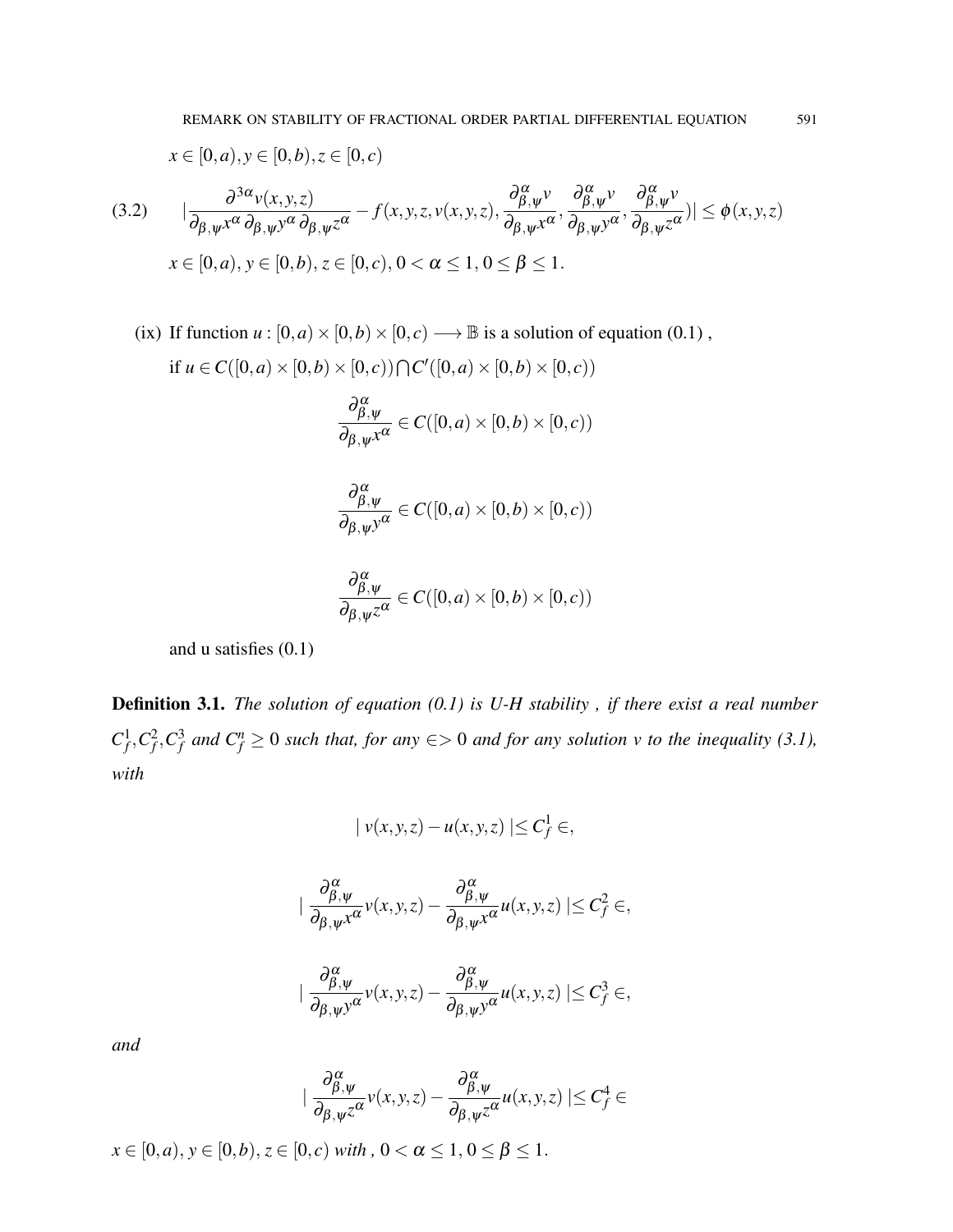$x \in [0,a), y \in [0,b), z \in [0,c)$

$$
(3.2) \qquad |\frac{\partial^{3\alpha} v(x,y,z)}{\partial_{\beta,\psi} x^{\alpha}\, \partial_{\beta,\psi} y^{\alpha}\, \partial_{\beta,\psi} z^{\alpha}} - f(x,y,z,v(x,y,z), \frac{\partial^{\alpha}_{\beta,\psi} v}{\partial_{\beta,\psi} x^{\alpha}}, \frac{\partial^{\alpha}_{\beta,\psi} v}{\partial_{\beta,\psi} y^{\alpha}}, \frac{\partial^{\alpha}_{\beta,\psi} v}{\partial_{\beta,\psi} z^{\alpha}})| \leq \phi(x,y,z)
$$

$x \in [0,a),\, y \in [0,b),\, z \in [0,c),\, 0 < \alpha \leq 1,\, 0 \leq \beta \leq 1.$

(ix) If function $u : [0,a) \times [0,b) \times [0,c) \longrightarrow \mathbb{B}$ is a solution of equation (0.1) ,

if $u \in C([0,a) \times [0,b) \times [0,c)) \bigcap C'([0,a) \times [0,b) \times [0,c))$

$$
\frac{\partial^{\alpha}_{\beta,\psi}}{\partial_{\beta,\psi} x^{\alpha}} \in C([0,a) \times [0,b) \times [0,c))
$$

$$
\frac{\partial^{\alpha}_{\beta,\psi}}{\partial_{\beta,\psi} y^{\alpha}} \in C([0,a) \times [0,b) \times [0,c))
$$

$$
\frac{\partial^{\alpha}_{\beta,\psi}}{\partial_{\beta,\psi} z^{\alpha}} \in C([0,a) \times [0,b) \times [0,c))
$$

and u satisfies (0.1)

**Definition 3.1.** *The solution of equation (0.1) is U-H stability , if there exist a real number $C_f^1, C_f^2, C_f^3$ and $C_f^n \geq 0$ such that, for any $\in > 0$ and for any solution v to the inequality (3.1), with*

$$
|\, v(x,y,z) - u(x,y,z) \,| \leq C_f^1 \in,
$$

$$
|\, \frac{\partial^{\alpha}_{\beta,\psi}}{\partial_{\beta,\psi} x^{\alpha}} v(x,y,z) - \frac{\partial^{\alpha}_{\beta,\psi}}{\partial_{\beta,\psi} x^{\alpha}} u(x,y,z) \,| \leq C_f^2 \in,
$$

$$
|\, \frac{\partial^{\alpha}_{\beta,\psi}}{\partial_{\beta,\psi} y^{\alpha}} v(x,y,z) - \frac{\partial^{\alpha}_{\beta,\psi}}{\partial_{\beta,\psi} y^{\alpha}} u(x,y,z) \,| \leq C_f^3 \in,
$$

*and*

$$
|\, \frac{\partial^{\alpha}_{\beta,\psi}}{\partial_{\beta,\psi} z^{\alpha}} v(x,y,z) - \frac{\partial^{\alpha}_{\beta,\psi}}{\partial_{\beta,\psi} z^{\alpha}} u(x,y,z) \,| \leq C_f^4 \in
$$

*$x \in [0,a),\, y \in [0,b),\, z \in [0,c)$ with , $0 < \alpha \leq 1,\, 0 \leq \beta \leq 1$.*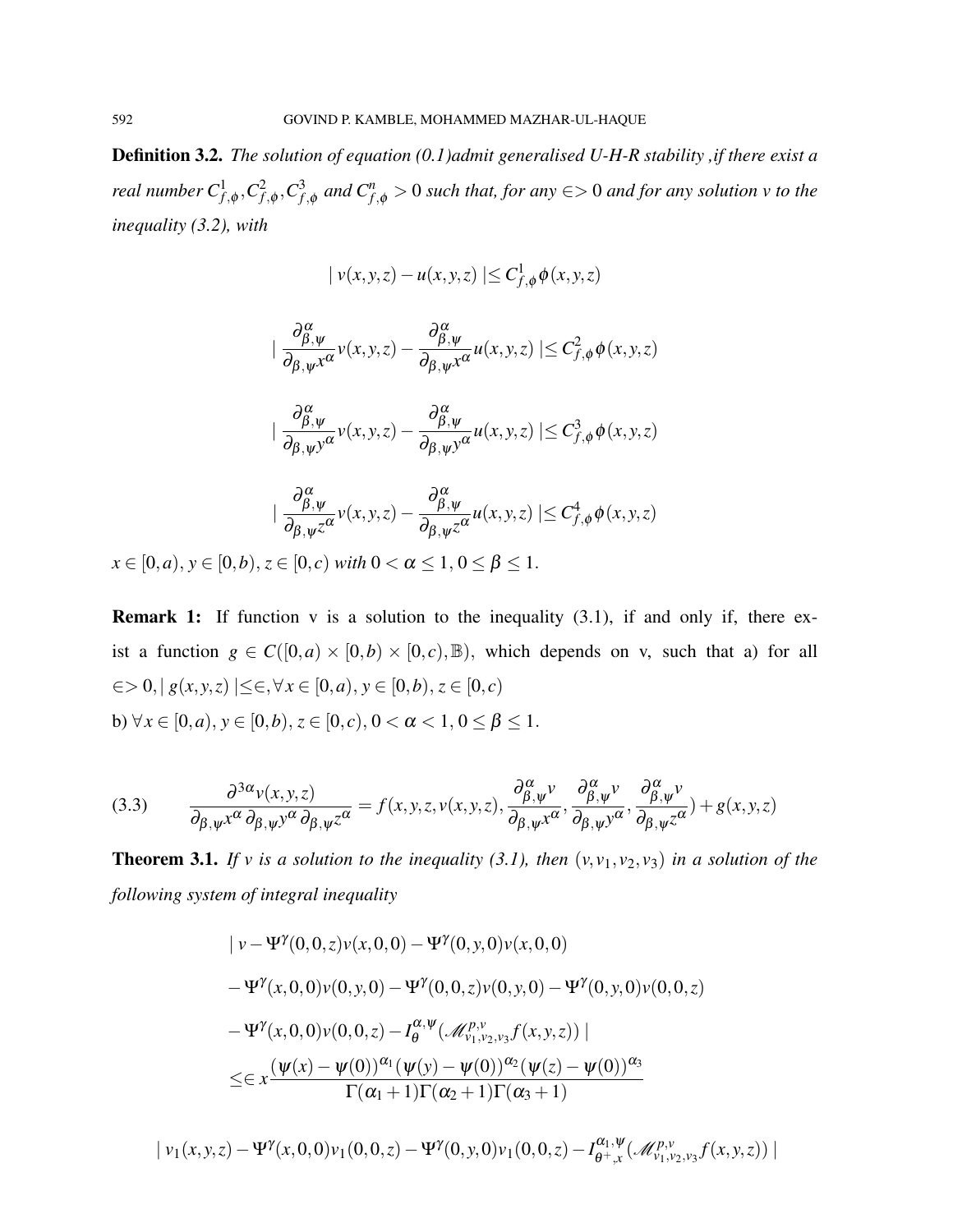**Definition 3.2.** *The solution of equation (0.1)admit generalised U-H-R stability ,if there exist a real number $C^1_{f,\phi}, C^2_{f,\phi}, C^3_{f,\phi}$ and $C^n_{f,\phi} > 0$ such that, for any $\in > 0$ and for any solution v to the inequality (3.2), with*

$$| v(x,y,z) - u(x,y,z) | \leq C^1_{f,\phi}\phi(x,y,z)$$

$$| \frac{\partial^{\alpha}_{\beta,\psi}}{\partial_{\beta,\psi} x^{\alpha}} v(x,y,z) - \frac{\partial^{\alpha}_{\beta,\psi}}{\partial_{\beta,\psi} x^{\alpha}} u(x,y,z) | \leq C^2_{f,\phi}\phi(x,y,z)$$

$$| \frac{\partial^{\alpha}_{\beta,\psi}}{\partial_{\beta,\psi} y^{\alpha}} v(x,y,z) - \frac{\partial^{\alpha}_{\beta,\psi}}{\partial_{\beta,\psi} y^{\alpha}} u(x,y,z) | \leq C^3_{f,\phi}\phi(x,y,z)$$

$$| \frac{\partial^{\alpha}_{\beta,\psi}}{\partial_{\beta,\psi} z^{\alpha}} v(x,y,z) - \frac{\partial^{\alpha}_{\beta,\psi}}{\partial_{\beta,\psi} z^{\alpha}} u(x,y,z) | \leq C^4_{f,\phi}\phi(x,y,z)$$

*$x \in [0,a), y \in [0,b), z \in [0,c)$ with $0 < \alpha \leq 1, 0 \leq \beta \leq 1$.*

**Remark 1:** If function v is a solution to the inequality (3.1), if and only if, there exist a function $g \in C([0,a) \times [0,b) \times [0,c), \mathbb{B})$, which depends on v, such that a) for all $\in > 0, | g(x,y,z) | \leq \in, \forall x \in [0,a), y \in [0,b), z \in [0,c)$
b) $\forall x \in [0,a), y \in [0,b), z \in [0,c), 0 < \alpha < 1, 0 \leq \beta \leq 1$.

$$\frac{\partial^{3\alpha} v(x,y,z)}{\partial_{\beta,\psi} x^{\alpha} \partial_{\beta,\psi} y^{\alpha} \partial_{\beta,\psi} z^{\alpha}} = f(x,y,z,v(x,y,z), \frac{\partial^{\alpha}_{\beta,\psi} v}{\partial_{\beta,\psi} x^{\alpha}}, \frac{\partial^{\alpha}_{\beta,\psi} v}{\partial_{\beta,\psi} y^{\alpha}}, \frac{\partial^{\alpha}_{\beta,\psi} v}{\partial_{\beta,\psi} z^{\alpha}}) + g(x,y,z) \tag{3.3}$$

**Theorem 3.1.** *If v is a solution to the inequality (3.1), then $(v, v_1, v_2, v_3)$ in a solution of the following system of integral inequality*

$$\begin{aligned}
&| v - \Psi^{\gamma}(0,0,z)v(x,0,0) - \Psi^{\gamma}(0,y,0)v(x,0,0) \\
&- \Psi^{\gamma}(x,0,0)v(0,y,0) - \Psi^{\gamma}(0,0,z)v(0,y,0) - \Psi^{\gamma}(0,y,0)v(0,0,z) \\
&- \Psi^{\gamma}(x,0,0)v(0,0,z) - I^{\alpha,\psi}_{\theta}(\mathscr{M}^{p,v}_{v_1,v_2,v_3} f(x,y,z)) | \\
&\leq \in x \frac{(\psi(x) - \psi(0))^{\alpha_1}(\psi(y) - \psi(0))^{\alpha_2}(\psi(z) - \psi(0))^{\alpha_3}}{\Gamma(\alpha_1 + 1)\Gamma(\alpha_2 + 1)\Gamma(\alpha_3 + 1)}
\end{aligned}$$

$$| v_1(x,y,z) - \Psi^{\gamma}(x,0,0)v_1(0,0,z) - \Psi^{\gamma}(0,y,0)v_1(0,0,z) - I^{\alpha_1,\psi}_{\theta^+,x}(\mathscr{M}^{p,v}_{v_1,v_2,v_3} f(x,y,z)) |$$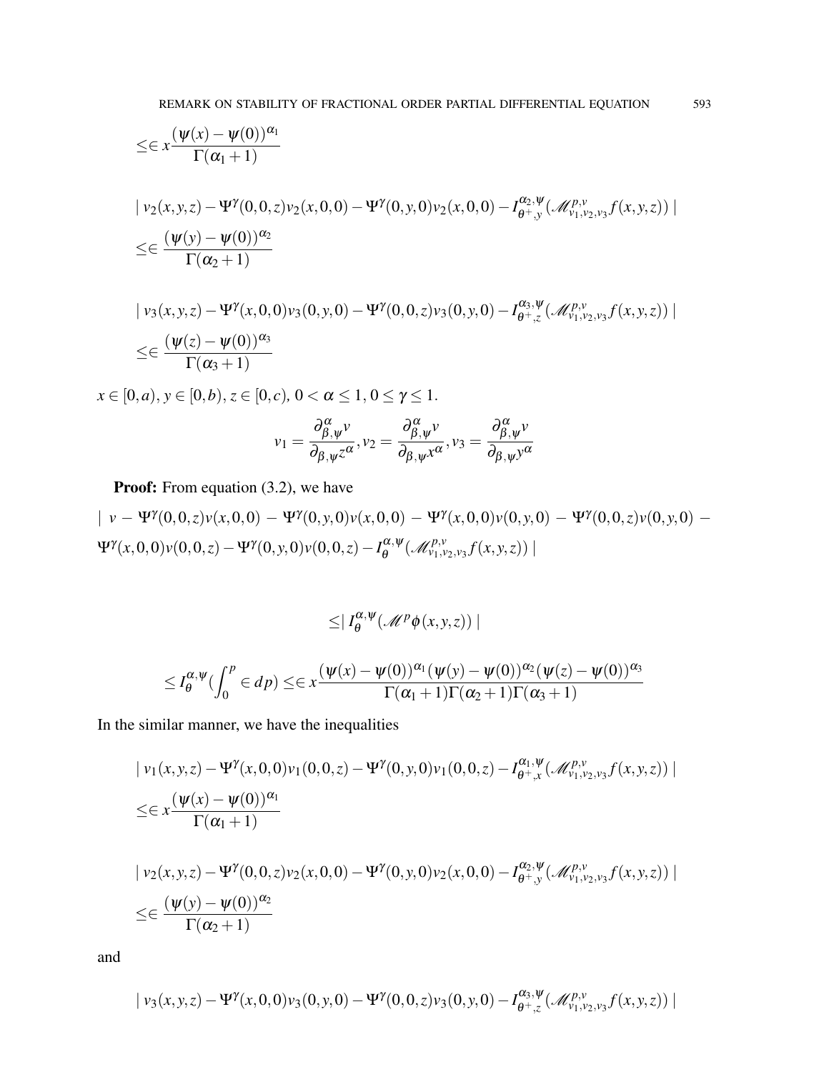$$\leq \in x\frac{(\psi(x)-\psi(0))^{\alpha_1}}{\Gamma(\alpha_1+1)}$$

$$| v_2(x,y,z) - \Psi^{\gamma}(0,0,z)v_2(x,0,0) - \Psi^{\gamma}(0,y,0)v_2(x,0,0) - I^{\alpha_2,\psi}_{\theta^+,y}(\mathscr{M}^{p,v}_{v_1,v_2,v_3}f(x,y,z)) |$$

$$\leq \in \frac{(\psi(y)-\psi(0))^{\alpha_2}}{\Gamma(\alpha_2+1)}$$

$$| v_3(x,y,z) - \Psi^{\gamma}(x,0,0)v_3(0,y,0) - \Psi^{\gamma}(0,0,z)v_3(0,y,0) - I^{\alpha_3,\psi}_{\theta^+,z}(\mathscr{M}^{p,v}_{v_1,v_2,v_3}f(x,y,z)) |$$

$$\leq \in \frac{(\psi(z)-\psi(0))^{\alpha_3}}{\Gamma(\alpha_3+1)}$$

$x \in [0,a), y \in [0,b), z \in [0,c)$, $0 < \alpha \leq 1, 0 \leq \gamma \leq 1$.

$$v_1 = \frac{\partial^{\alpha}_{\beta,\psi}v}{\partial_{\beta,\psi}z^{\alpha}}, v_2 = \frac{\partial^{\alpha}_{\beta,\psi}v}{\partial_{\beta,\psi}x^{\alpha}}, v_3 = \frac{\partial^{\alpha}_{\beta,\psi}v}{\partial_{\beta,\psi}y^{\alpha}}$$

**Proof:** From equation (3.2), we have

$$| v - \Psi^{\gamma}(0,0,z)v(x,0,0) - \Psi^{\gamma}(0,y,0)v(x,0,0) - \Psi^{\gamma}(x,0,0)v(0,y,0) - \Psi^{\gamma}(0,0,z)v(0,y,0) - \Psi^{\gamma}(x,0,0)v(0,0,z) - \Psi^{\gamma}(0,y,0)v(0,0,z) - I^{\alpha,\psi}_{\theta}(\mathscr{M}^{p,v}_{v_1,v_2,v_3}f(x,y,z)) |$$

$$\leq | I^{\alpha,\psi}_{\theta}(\mathscr{M}^{p}\phi(x,y,z)) |$$

$$\leq I^{\alpha,\psi}_{\theta}\left(\int_0^p \in dp\right) \leq \in x\frac{(\psi(x)-\psi(0))^{\alpha_1}(\psi(y)-\psi(0))^{\alpha_2}(\psi(z)-\psi(0))^{\alpha_3}}{\Gamma(\alpha_1+1)\Gamma(\alpha_2+1)\Gamma(\alpha_3+1)}$$

In the similar manner, we have the inequalities

$$| v_1(x,y,z) - \Psi^{\gamma}(x,0,0)v_1(0,0,z) - \Psi^{\gamma}(0,y,0)v_1(0,0,z) - I^{\alpha_1,\psi}_{\theta^+,x}(\mathscr{M}^{p,v}_{v_1,v_2,v_3}f(x,y,z)) |$$

$$\leq \in x\frac{(\psi(x)-\psi(0))^{\alpha_1}}{\Gamma(\alpha_1+1)}$$

$$| v_2(x,y,z) - \Psi^{\gamma}(0,0,z)v_2(x,0,0) - \Psi^{\gamma}(0,y,0)v_2(x,0,0) - I^{\alpha_2,\psi}_{\theta^+,y}(\mathscr{M}^{p,v}_{v_1,v_2,v_3}f(x,y,z)) |$$

$$\leq \in \frac{(\psi(y)-\psi(0))^{\alpha_2}}{\Gamma(\alpha_2+1)}$$

and

$$| v_3(x,y,z) - \Psi^{\gamma}(x,0,0)v_3(0,y,0) - \Psi^{\gamma}(0,0,z)v_3(0,y,0) - I^{\alpha_3,\psi}_{\theta^+,z}(\mathscr{M}^{p,v}_{v_1,v_2,v_3}f(x,y,z)) |$$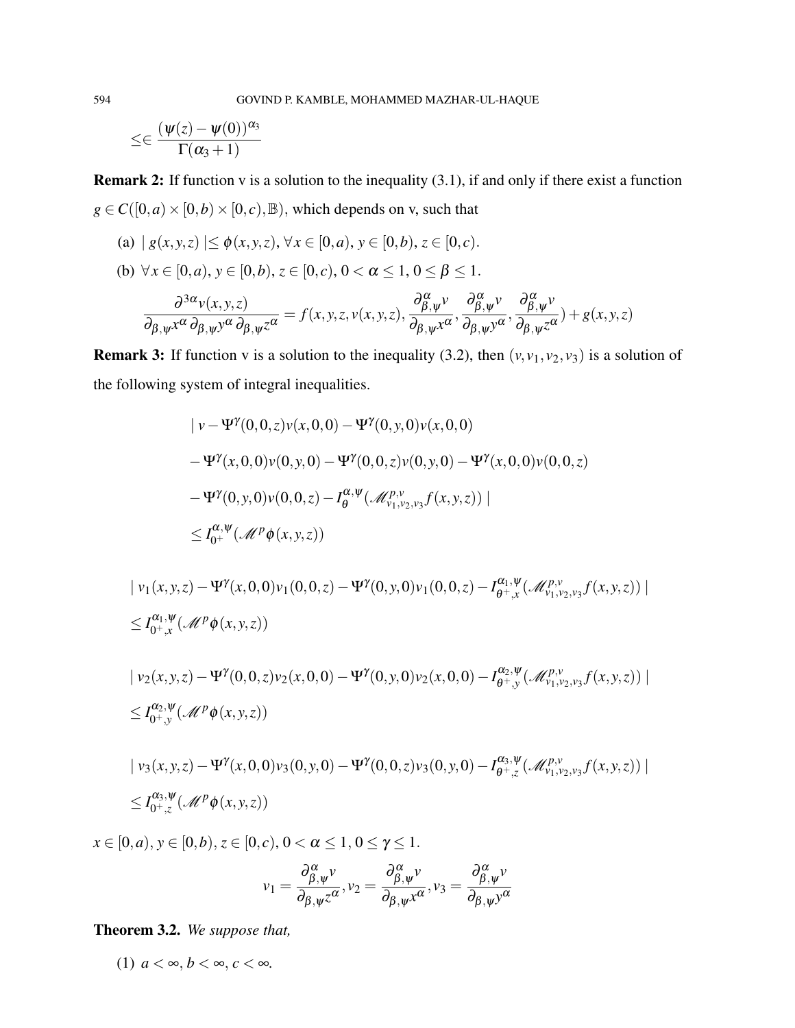$$\leq \in \frac{(\psi(z)-\psi(0))^{\alpha_3}}{\Gamma(\alpha_3+1)}$$

**Remark 2:** If function v is a solution to the inequality (3.1), if and only if there exist a function $g \in C([0,a)\times[0,b)\times[0,c),\mathbb{B})$, which depends on v, such that

(a) $\mid g(x,y,z) \mid \leq \phi(x,y,z)$, $\forall x \in [0,a)$, $y \in [0,b)$, $z \in [0,c)$.

(b) $\forall x \in [0,a)$, $y \in [0,b)$, $z \in [0,c)$, $0 < \alpha \leq 1$, $0 \leq \beta \leq 1$.

$$\frac{\partial^{3\alpha} v(x,y,z)}{\partial_{\beta,\psi} x^{\alpha}\, \partial_{\beta,\psi} y^{\alpha}\, \partial_{\beta,\psi} z^{\alpha}} = f(x,y,z,v(x,y,z),\frac{\partial^{\alpha}_{\beta,\psi} v}{\partial_{\beta,\psi} x^{\alpha}},\frac{\partial^{\alpha}_{\beta,\psi} v}{\partial_{\beta,\psi} y^{\alpha}},\frac{\partial^{\alpha}_{\beta,\psi} v}{\partial_{\beta,\psi} z^{\alpha}}) + g(x,y,z)$$

**Remark 3:** If function v is a solution to the inequality (3.2), then $(v,v_1,v_2,v_3)$ is a solution of the following system of integral inequalities.

$$\begin{aligned}
&\mid v - \Psi^{\gamma}(0,0,z)v(x,0,0) - \Psi^{\gamma}(0,y,0)v(x,0,0) \\
&- \Psi^{\gamma}(x,0,0)v(0,y,0) - \Psi^{\gamma}(0,0,z)v(0,y,0) - \Psi^{\gamma}(x,0,0)v(0,0,z) \\
&- \Psi^{\gamma}(0,y,0)v(0,0,z) - I^{\alpha,\psi}_{\theta}(\mathscr{M}^{p,v}_{v_1,v_2,v_3} f(x,y,z)) \mid \\
&\leq I^{\alpha,\psi}_{0^+}(\mathscr{M}^{p}\phi(x,y,z))
\end{aligned}$$

$$\begin{aligned}
&\mid v_1(x,y,z) - \Psi^{\gamma}(x,0,0)v_1(0,0,z) - \Psi^{\gamma}(0,y,0)v_1(0,0,z) - I^{\alpha_1,\psi}_{\theta^+,x}(\mathscr{M}^{p,v}_{v_1,v_2,v_3} f(x,y,z)) \mid \\
&\leq I^{\alpha_1,\psi}_{0^+,x}(\mathscr{M}^{p}\phi(x,y,z))
\end{aligned}$$

$$\begin{aligned}
&\mid v_2(x,y,z) - \Psi^{\gamma}(0,0,z)v_2(x,0,0) - \Psi^{\gamma}(0,y,0)v_2(x,0,0) - I^{\alpha_2,\psi}_{\theta^+,y}(\mathscr{M}^{p,v}_{v_1,v_2,v_3} f(x,y,z)) \mid \\
&\leq I^{\alpha_2,\psi}_{0^+,y}(\mathscr{M}^{p}\phi(x,y,z))
\end{aligned}$$

$$\begin{aligned}
&\mid v_3(x,y,z) - \Psi^{\gamma}(x,0,0)v_3(0,y,0) - \Psi^{\gamma}(0,0,z)v_3(0,y,0) - I^{\alpha_3,\psi}_{\theta^+,z}(\mathscr{M}^{p,v}_{v_1,v_2,v_3} f(x,y,z)) \mid \\
&\leq I^{\alpha_3,\psi}_{0^+,z}(\mathscr{M}^{p}\phi(x,y,z))
\end{aligned}$$

$x \in [0,a)$, $y \in [0,b)$, $z \in [0,c)$, $0 < \alpha \leq 1$, $0 \leq \gamma \leq 1$.

$$v_1 = \frac{\partial^{\alpha}_{\beta,\psi} v}{\partial_{\beta,\psi} z^{\alpha}}, v_2 = \frac{\partial^{\alpha}_{\beta,\psi} v}{\partial_{\beta,\psi} x^{\alpha}}, v_3 = \frac{\partial^{\alpha}_{\beta,\psi} v}{\partial_{\beta,\psi} y^{\alpha}}$$

**Theorem 3.2.** *We suppose that,*

(1) $a < \infty$, $b < \infty$, $c < \infty$.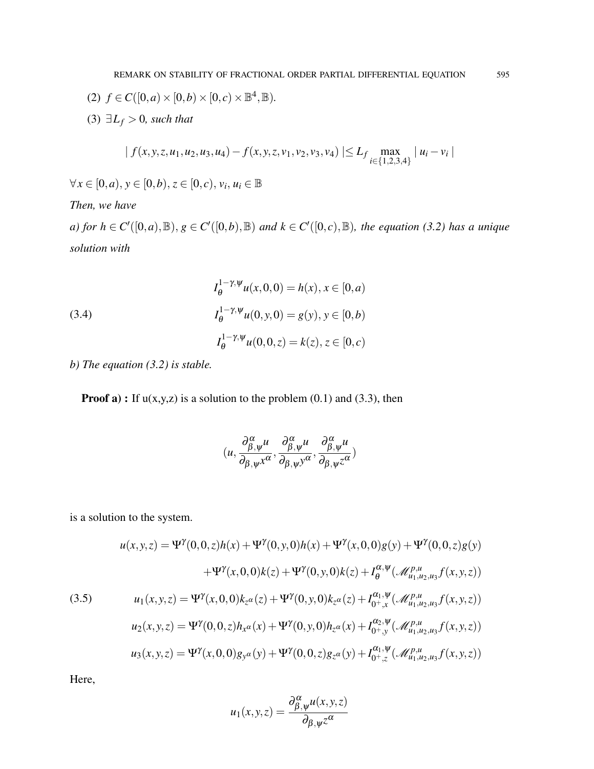(2) $f \in C([0,a) \times [0,b) \times [0,c) \times \mathbb{B}^4, \mathbb{B})$.

(3) $\exists L_f > 0$*, such that*

$$| f(x,y,z,u_1,u_2,u_3,u_4) - f(x,y,z,v_1,v_2,v_3,v_4) | \leq L_f \max_{i \in \{1,2,3,4\}} | u_i - v_i |$$

$\forall x \in [0,a)$, $y \in [0,b)$, $z \in [0,c)$, $v_i$, $u_i \in \mathbb{B}$

*Then, we have*

*a) for $h \in C'([0,a),\mathbb{B})$, $g \in C'([0,b),\mathbb{B})$ and $k \in C'([0,c),\mathbb{B})$, the equation (3.2) has a unique solution with*

$$I_\theta^{1-\gamma,\psi} u(x,0,0) = h(x), x \in [0,a)$$
$$I_\theta^{1-\gamma,\psi} u(0,y,0) = g(y), y \in [0,b) \tag{3.4}$$
$$I_\theta^{1-\gamma,\psi} u(0,0,z) = k(z), z \in [0,c)$$

*b) The equation (3.2) is stable.*

**Proof a) :** If u(x,y,z) is a solution to the problem (0.1) and (3.3), then

$$(u, \frac{\partial^\alpha_{\beta,\psi} u}{\partial_{\beta,\psi} x^\alpha}, \frac{\partial^\alpha_{\beta,\psi} u}{\partial_{\beta,\psi} y^\alpha}, \frac{\partial^\alpha_{\beta,\psi} u}{\partial_{\beta,\psi} z^\alpha})$$

is a solution to the system.

$$\begin{aligned}
u(x,y,z) &= \Psi^\gamma(0,0,z)h(x) + \Psi^\gamma(0,y,0)h(x) + \Psi^\gamma(x,0,0)g(y) + \Psi^\gamma(0,0,z)g(y) \\
&\quad + \Psi^\gamma(x,0,0)k(z) + \Psi^\gamma(0,y,0)k(z) + I_\theta^{\alpha,\psi}(\mathscr{M}^{p,u}_{u_1,u_2,u_3} f(x,y,z)) \\
u_1(x,y,z) &= \Psi^\gamma(x,0,0)k_{z^\alpha}(z) + \Psi^\gamma(0,y,0)k_{z^\alpha}(z) + I_{0^+,x}^{\alpha_1,\psi}(\mathscr{M}^{p,u}_{u_1,u_2,u_3} f(x,y,z)) \\
u_2(x,y,z) &= \Psi^\gamma(0,0,z)h_{x^\alpha}(x) + \Psi^\gamma(0,y,0)h_{z^\alpha}(x) + I_{0^+,y}^{\alpha_2,\psi}(\mathscr{M}^{p,u}_{u_1,u_2,u_3} f(x,y,z)) \\
u_3(x,y,z) &= \Psi^\gamma(x,0,0)g_{y^\alpha}(y) + \Psi^\gamma(0,0,z)g_{z^\alpha}(y) + I_{0^+,z}^{\alpha_1,\psi}(\mathscr{M}^{p,u}_{u_1,u_2,u_3} f(x,y,z))
\end{aligned} \tag{3.5}$$

Here,

$$u_1(x,y,z) = \frac{\partial^\alpha_{\beta,\psi} u(x,y,z)}{\partial_{\beta,\psi} z^\alpha}$$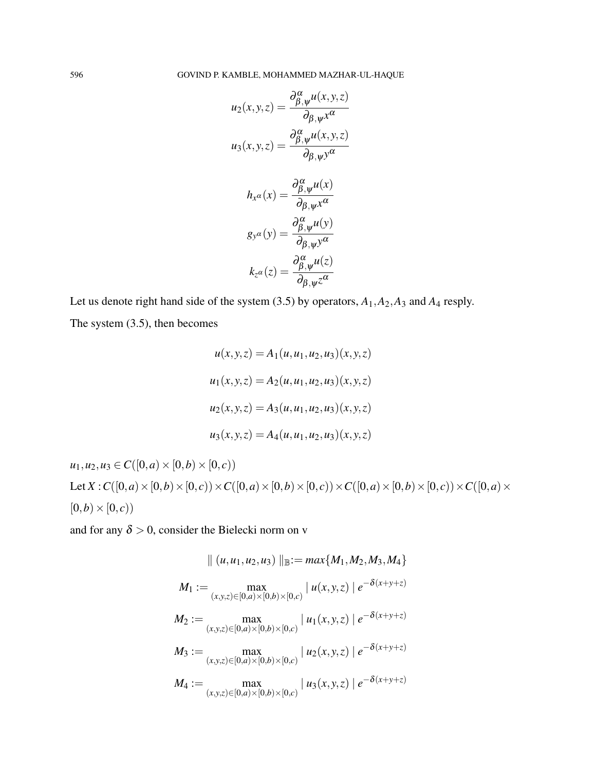$$u_2(x,y,z) = \frac{\partial^{\alpha}_{\beta,\psi} u(x,y,z)}{\partial_{\beta,\psi} x^{\alpha}}$$

$$u_3(x,y,z) = \frac{\partial^{\alpha}_{\beta,\psi} u(x,y,z)}{\partial_{\beta,\psi} y^{\alpha}}$$

$$h_{x^{\alpha}}(x) = \frac{\partial^{\alpha}_{\beta,\psi} u(x)}{\partial_{\beta,\psi} x^{\alpha}}$$

$$g_{y^{\alpha}}(y) = \frac{\partial^{\alpha}_{\beta,\psi} u(y)}{\partial_{\beta,\psi} y^{\alpha}}$$

$$k_{z^{\alpha}}(z) = \frac{\partial^{\alpha}_{\beta,\psi} u(z)}{\partial_{\beta,\psi} z^{\alpha}}$$

Let us denote right hand side of the system (3.5) by operators, $A_1, A_2, A_3$ and $A_4$ resply.

The system (3.5), then becomes

$$u(x,y,z) = A_1(u,u_1,u_2,u_3)(x,y,z)$$

$$u_1(x,y,z) = A_2(u,u_1,u_2,u_3)(x,y,z)$$

$$u_2(x,y,z) = A_3(u,u_1,u_2,u_3)(x,y,z)$$

$$u_3(x,y,z) = A_4(u,u_1,u_2,u_3)(x,y,z)$$

$u_1, u_2, u_3 \in C([0,a) \times [0,b) \times [0,c))$

Let $X : C([0,a) \times [0,b) \times [0,c)) \times C([0,a) \times [0,b) \times [0,c)) \times C([0,a) \times [0,b) \times [0,c)) \times C([0,a) \times [0,b) \times [0,c))$

and for any $\delta > 0$, consider the Bielecki norm on v

$$\| (u,u_1,u_2,u_3) \|_{\mathbb{B}} := max\{M_1, M_2, M_3, M_4\}$$

$$M_1 := \max_{(x,y,z)\in[0,a)\times[0,b)\times[0,c)} | u(x,y,z) | \, e^{-\delta(x+y+z)}$$

$$M_2 := \max_{(x,y,z)\in[0,a)\times[0,b)\times[0,c)} | u_1(x,y,z) | \, e^{-\delta(x+y+z)}$$

$$M_3 := \max_{(x,y,z)\in[0,a)\times[0,b)\times[0,c)} | u_2(x,y,z) | \, e^{-\delta(x+y+z)}$$

$$M_4 := \max_{(x,y,z)\in[0,a)\times[0,b)\times[0,c)} | u_3(x,y,z) | \, e^{-\delta(x+y+z)}$$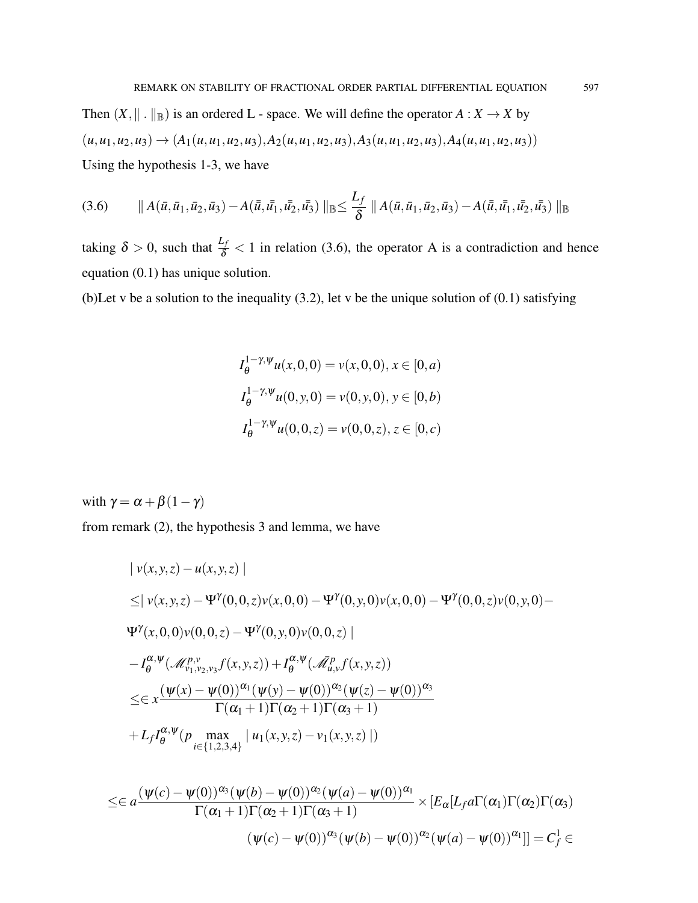Then $(X, \| \,.\, \|_{\mathbb{B}})$ is an ordered L - space. We will define the operator $A : X \to X$ by

$(u, u_1, u_2, u_3) \to (A_1(u, u_1, u_2, u_3), A_2(u, u_1, u_2, u_3), A_3(u, u_1, u_2, u_3), A_4(u, u_1, u_2, u_3))$

Using the hypothesis 1-3, we have

$$\| A(\bar{u}, \bar{u}_1, \bar{u}_2, \bar{u}_3) - A(\bar{\bar{u}}, \bar{\bar{u}}_1, \bar{\bar{u}}_2, \bar{\bar{u}}_3) \|_{\mathbb{B}} \leq \frac{L_f}{\delta} \| A(\bar{u}, \bar{u}_1, \bar{u}_2, \bar{u}_3) - A(\bar{\bar{u}}, \bar{\bar{u}}_1, \bar{\bar{u}}_2, \bar{\bar{u}}_3) \|_{\mathbb{B}} \tag{3.6}$$

taking $\delta > 0$, such that $\frac{L_f}{\delta} < 1$ in relation (3.6), the operator A is a contradiction and hence equation (0.1) has unique solution.

**(**b)Let v be a solution to the inequality (3.2), let v be the unique solution of (0.1) satisfying

$$I_\theta^{1-\gamma,\psi} u(x,0,0) = v(x,0,0),\, x \in [0,a)$$

$$I_\theta^{1-\gamma,\psi} u(0,y,0) = v(0,y,0),\, y \in [0,b)$$

$$I_\theta^{1-\gamma,\psi} u(0,0,z) = v(0,0,z),\, z \in [0,c)$$

with $\gamma = \alpha + \beta(1-\gamma)$

from remark (2), the hypothesis 3 and lemma, we have

$$\begin{aligned}
&| v(x,y,z) - u(x,y,z) | \\
&\leq | v(x,y,z) - \Psi^\gamma(0,0,z)v(x,0,0) - \Psi^\gamma(0,y,0)v(x,0,0) - \Psi^\gamma(0,0,z)v(0,y,0) - \\
&\Psi^\gamma(x,0,0)v(0,0,z) - \Psi^\gamma(0,y,0)v(0,0,z) | \\
&- I_\theta^{\alpha,\psi}(\mathscr{M}^{p,v}_{v_1,v_2,v_3} f(x,y,z)) + I_\theta^{\alpha,\psi}(\bar{\mathscr{M}}^{p}_{u,v} f(x,y,z)) \\
&\leq \in x \frac{(\psi(x)-\psi(0))^{\alpha_1}(\psi(y)-\psi(0))^{\alpha_2}(\psi(z)-\psi(0))^{\alpha_3}}{\Gamma(\alpha_1+1)\Gamma(\alpha_2+1)\Gamma(\alpha_3+1)} \\
&+ L_f I_\theta^{\alpha,\psi}(p \max_{i\in\{1,2,3,4\}} | u_1(x,y,z) - v_1(x,y,z) |)
\end{aligned}$$

$$\begin{aligned}
\leq \in a \frac{(\psi(c)-\psi(0))^{\alpha_3}(\psi(b)-\psi(0))^{\alpha_2}(\psi(a)-\psi(0))^{\alpha_1}}{\Gamma(\alpha_1+1)\Gamma(\alpha_2+1)\Gamma(\alpha_3+1)} &\times [E_\alpha[L_f a \Gamma(\alpha_1)\Gamma(\alpha_2)\Gamma(\alpha_3) \\
&(\psi(c)-\psi(0))^{\alpha_3}(\psi(b)-\psi(0))^{\alpha_2}(\psi(a)-\psi(0))^{\alpha_1}]] = C_f^1 \in
\end{aligned}$$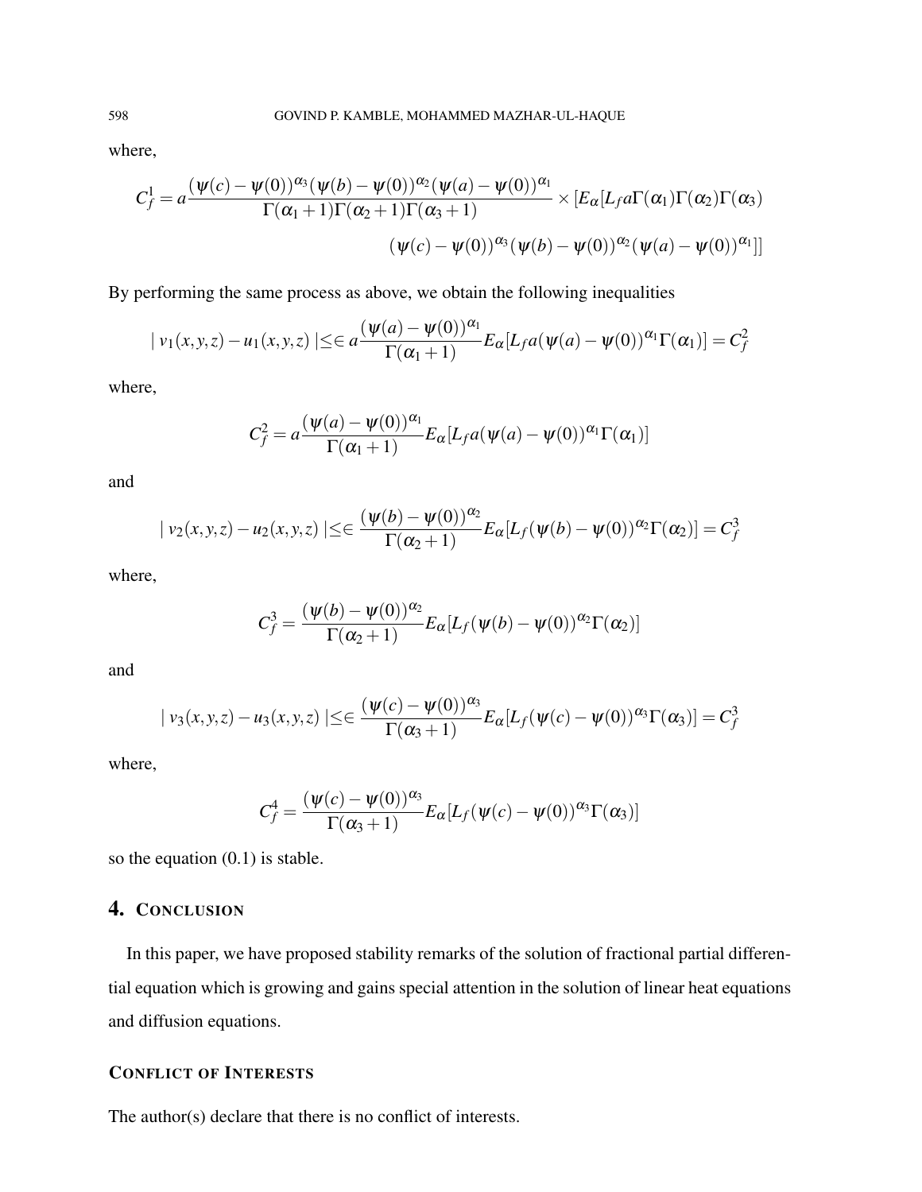where,

$$C_f^1 = a\frac{(\psi(c)-\psi(0))^{\alpha_3}(\psi(b)-\psi(0))^{\alpha_2}(\psi(a)-\psi(0))^{\alpha_1}}{\Gamma(\alpha_1+1)\Gamma(\alpha_2+1)\Gamma(\alpha_3+1)} \times [E_\alpha[L_f a\Gamma(\alpha_1)\Gamma(\alpha_2)\Gamma(\alpha_3)$$

$$(\psi(c)-\psi(0))^{\alpha_3}(\psi(b)-\psi(0))^{\alpha_2}(\psi(a)-\psi(0))^{\alpha_1}]]$$

By performing the same process as above, we obtain the following inequalities

$$\mid v_1(x,y,z)-u_1(x,y,z)\mid \leq \in a\frac{(\psi(a)-\psi(0))^{\alpha_1}}{\Gamma(\alpha_1+1)}E_\alpha[L_f a(\psi(a)-\psi(0))^{\alpha_1}\Gamma(\alpha_1)] = C_f^2$$

where,

$$C_f^2 = a\frac{(\psi(a)-\psi(0))^{\alpha_1}}{\Gamma(\alpha_1+1)}E_\alpha[L_f a(\psi(a)-\psi(0))^{\alpha_1}\Gamma(\alpha_1)]$$

and

$$\mid v_2(x,y,z)-u_2(x,y,z)\mid \leq \in \frac{(\psi(b)-\psi(0))^{\alpha_2}}{\Gamma(\alpha_2+1)}E_\alpha[L_f(\psi(b)-\psi(0))^{\alpha_2}\Gamma(\alpha_2)] = C_f^3$$

where,

$$C_f^3 = \frac{(\psi(b)-\psi(0))^{\alpha_2}}{\Gamma(\alpha_2+1)}E_\alpha[L_f(\psi(b)-\psi(0))^{\alpha_2}\Gamma(\alpha_2)]$$

and

$$\mid v_3(x,y,z)-u_3(x,y,z)\mid \leq \in \frac{(\psi(c)-\psi(0))^{\alpha_3}}{\Gamma(\alpha_3+1)}E_\alpha[L_f(\psi(c)-\psi(0))^{\alpha_3}\Gamma(\alpha_3)] = C_f^3$$

where,

$$C_f^4 = \frac{(\psi(c)-\psi(0))^{\alpha_3}}{\Gamma(\alpha_3+1)}E_\alpha[L_f(\psi(c)-\psi(0))^{\alpha_3}\Gamma(\alpha_3)]$$

so the equation (0.1) is stable.

## 4. Conclusion

In this paper, we have proposed stability remarks of the solution of fractional partial differential equation which is growing and gains special attention in the solution of linear heat equations and diffusion equations.

### Conflict of Interests

The author(s) declare that there is no conflict of interests.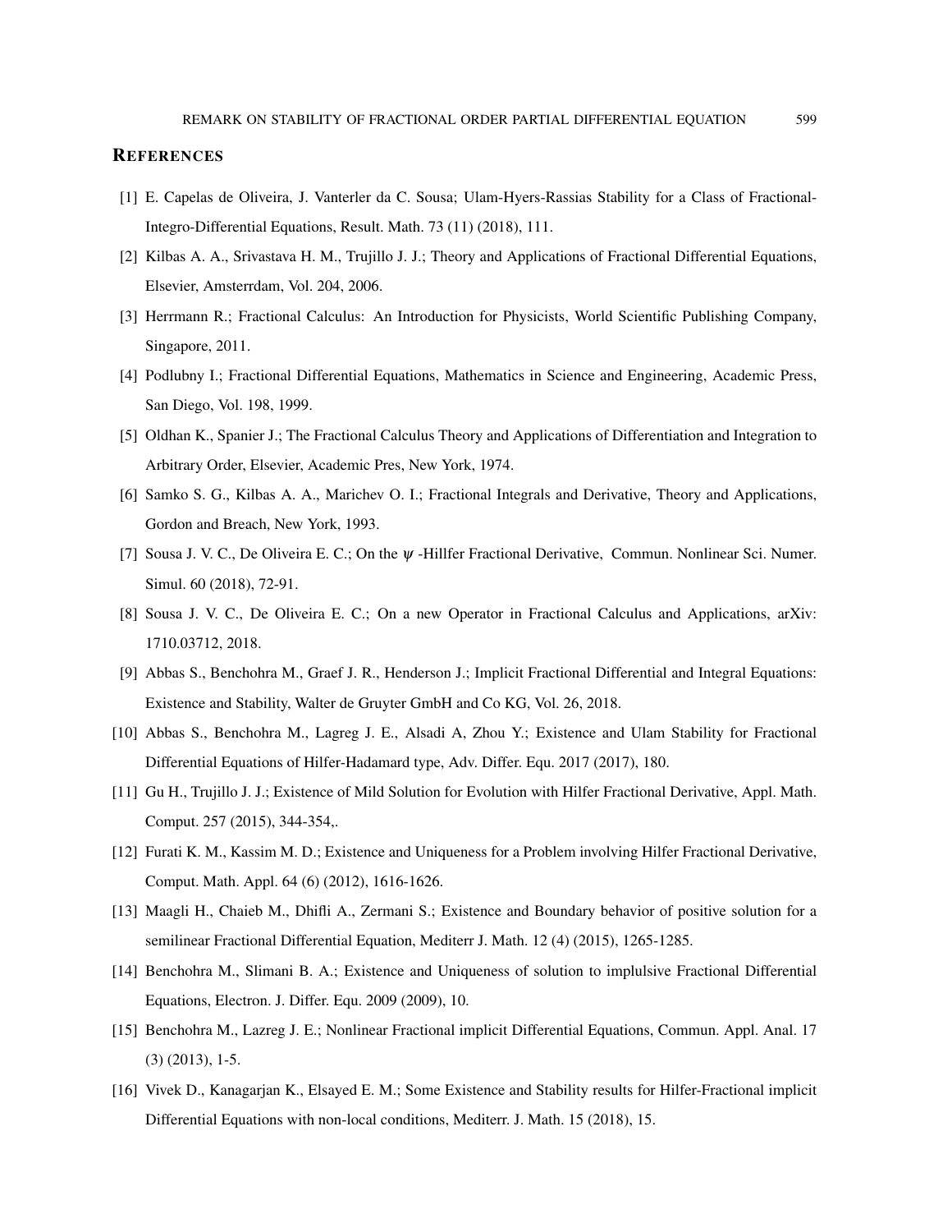## REFERENCES

[1] E. Capelas de Oliveira, J. Vanterler da C. Sousa; Ulam-Hyers-Rassias Stability for a Class of Fractional-Integro-Differential Equations, Result. Math. 73 (11) (2018), 111.

[2] Kilbas A. A., Srivastava H. M., Trujillo J. J.; Theory and Applications of Fractional Differential Equations, Elsevier, Amsterrdam, Vol. 204, 2006.

[3] Herrmann R.; Fractional Calculus: An Introduction for Physicists, World Scientific Publishing Company, Singapore, 2011.

[4] Podlubny I.; Fractional Differential Equations, Mathematics in Science and Engineering, Academic Press, San Diego, Vol. 198, 1999.

[5] Oldhan K., Spanier J.; The Fractional Calculus Theory and Applications of Differentiation and Integration to Arbitrary Order, Elsevier, Academic Pres, New York, 1974.

[6] Samko S. G., Kilbas A. A., Marichev O. I.; Fractional Integrals and Derivative, Theory and Applications, Gordon and Breach, New York, 1993.

[7] Sousa J. V. C., De Oliveira E. C.; On the $\psi$ -Hillfer Fractional Derivative, Commun. Nonlinear Sci. Numer. Simul. 60 (2018), 72-91.

[8] Sousa J. V. C., De Oliveira E. C.; On a new Operator in Fractional Calculus and Applications, arXiv: 1710.03712, 2018.

[9] Abbas S., Benchohra M., Graef J. R., Henderson J.; Implicit Fractional Differential and Integral Equations: Existence and Stability, Walter de Gruyter GmbH and Co KG, Vol. 26, 2018.

[10] Abbas S., Benchohra M., Lagreg J. E., Alsadi A, Zhou Y.; Existence and Ulam Stability for Fractional Differential Equations of Hilfer-Hadamard type, Adv. Differ. Equ. 2017 (2017), 180.

[11] Gu H., Trujillo J. J.; Existence of Mild Solution for Evolution with Hilfer Fractional Derivative, Appl. Math. Comput. 257 (2015), 344-354,.

[12] Furati K. M., Kassim M. D.; Existence and Uniqueness for a Problem involving Hilfer Fractional Derivative, Comput. Math. Appl. 64 (6) (2012), 1616-1626.

[13] Maagli H., Chaieb M., Dhifli A., Zermani S.; Existence and Boundary behavior of positive solution for a semilinear Fractional Differential Equation, Mediterr J. Math. 12 (4) (2015), 1265-1285.

[14] Benchohra M., Slimani B. A.; Existence and Uniqueness of solution to implulsive Fractional Differential Equations, Electron. J. Differ. Equ. 2009 (2009), 10.

[15] Benchohra M., Lazreg J. E.; Nonlinear Fractional implicit Differential Equations, Commun. Appl. Anal. 17 (3) (2013), 1-5.

[16] Vivek D., Kanagarjan K., Elsayed E. M.; Some Existence and Stability results for Hilfer-Fractional implicit Differential Equations with non-local conditions, Mediterr. J. Math. 15 (2018), 15.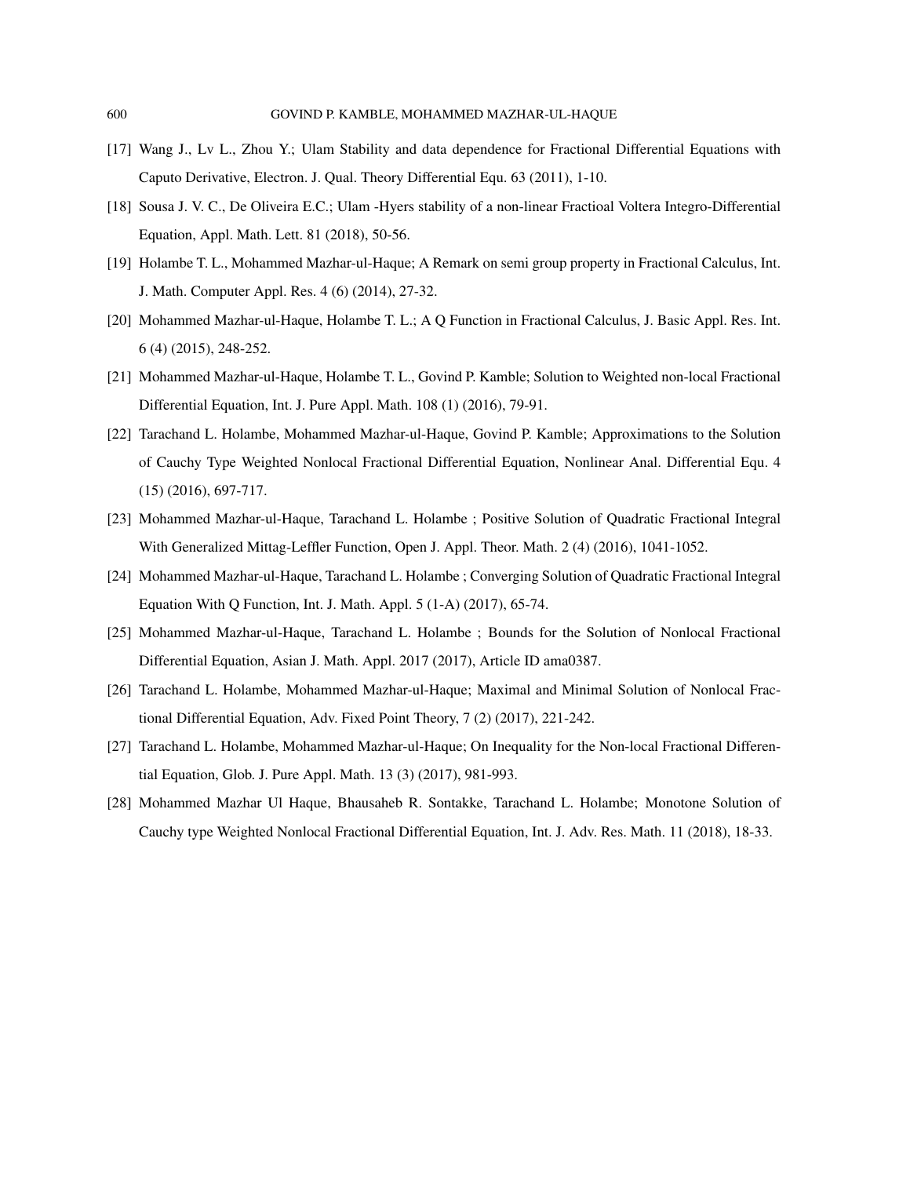[17] Wang J., Lv L., Zhou Y.; Ulam Stability and data dependence for Fractional Differential Equations with Caputo Derivative, Electron. J. Qual. Theory Differential Equ. 63 (2011), 1-10.

[18] Sousa J. V. C., De Oliveira E.C.; Ulam -Hyers stability of a non-linear Fractioal Voltera Integro-Differential Equation, Appl. Math. Lett. 81 (2018), 50-56.

[19] Holambe T. L., Mohammed Mazhar-ul-Haque; A Remark on semi group property in Fractional Calculus, Int. J. Math. Computer Appl. Res. 4 (6) (2014), 27-32.

[20] Mohammed Mazhar-ul-Haque, Holambe T. L.; A Q Function in Fractional Calculus, J. Basic Appl. Res. Int. 6 (4) (2015), 248-252.

[21] Mohammed Mazhar-ul-Haque, Holambe T. L., Govind P. Kamble; Solution to Weighted non-local Fractional Differential Equation, Int. J. Pure Appl. Math. 108 (1) (2016), 79-91.

[22] Tarachand L. Holambe, Mohammed Mazhar-ul-Haque, Govind P. Kamble; Approximations to the Solution of Cauchy Type Weighted Nonlocal Fractional Differential Equation, Nonlinear Anal. Differential Equ. 4 (15) (2016), 697-717.

[23] Mohammed Mazhar-ul-Haque, Tarachand L. Holambe ; Positive Solution of Quadratic Fractional Integral With Generalized Mittag-Leffler Function, Open J. Appl. Theor. Math. 2 (4) (2016), 1041-1052.

[24] Mohammed Mazhar-ul-Haque, Tarachand L. Holambe ; Converging Solution of Quadratic Fractional Integral Equation With Q Function, Int. J. Math. Appl. 5 (1-A) (2017), 65-74.

[25] Mohammed Mazhar-ul-Haque, Tarachand L. Holambe ; Bounds for the Solution of Nonlocal Fractional Differential Equation, Asian J. Math. Appl. 2017 (2017), Article ID ama0387.

[26] Tarachand L. Holambe, Mohammed Mazhar-ul-Haque; Maximal and Minimal Solution of Nonlocal Fractional Differential Equation, Adv. Fixed Point Theory, 7 (2) (2017), 221-242.

[27] Tarachand L. Holambe, Mohammed Mazhar-ul-Haque; On Inequality for the Non-local Fractional Differential Equation, Glob. J. Pure Appl. Math. 13 (3) (2017), 981-993.

[28] Mohammed Mazhar Ul Haque, Bhausaheb R. Sontakke, Tarachand L. Holambe; Monotone Solution of Cauchy type Weighted Nonlocal Fractional Differential Equation, Int. J. Adv. Res. Math. 11 (2018), 18-33.